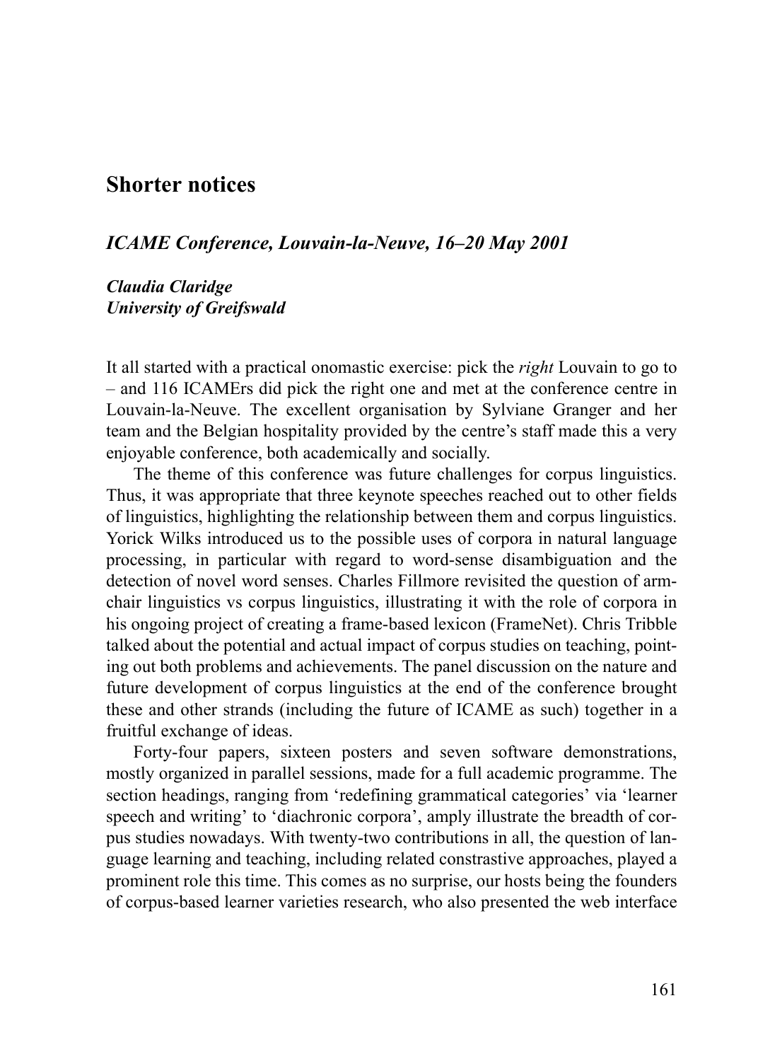# Shorter notices

## *ICAME Conference, Louvain-la-Neuve, 16–20 May 2001*

***Claudia Claridge***
***University of Greifswald***

It all started with a practical onomastic exercise: pick the *right* Louvain to go to – and 116 ICAMErs did pick the right one and met at the conference centre in Louvain-la-Neuve. The excellent organisation by Sylviane Granger and her team and the Belgian hospitality provided by the centre's staff made this a very enjoyable conference, both academically and socially.

The theme of this conference was future challenges for corpus linguistics. Thus, it was appropriate that three keynote speeches reached out to other fields of linguistics, highlighting the relationship between them and corpus linguistics. Yorick Wilks introduced us to the possible uses of corpora in natural language processing, in particular with regard to word-sense disambiguation and the detection of novel word senses. Charles Fillmore revisited the question of armchair linguistics vs corpus linguistics, illustrating it with the role of corpora in his ongoing project of creating a frame-based lexicon (FrameNet). Chris Tribble talked about the potential and actual impact of corpus studies on teaching, pointing out both problems and achievements. The panel discussion on the nature and future development of corpus linguistics at the end of the conference brought these and other strands (including the future of ICAME as such) together in a fruitful exchange of ideas.

Forty-four papers, sixteen posters and seven software demonstrations, mostly organized in parallel sessions, made for a full academic programme. The section headings, ranging from 'redefining grammatical categories' via 'learner speech and writing' to 'diachronic corpora', amply illustrate the breadth of corpus studies nowadays. With twenty-two contributions in all, the question of language learning and teaching, including related constrastive approaches, played a prominent role this time. This comes as no surprise, our hosts being the founders of corpus-based learner varieties research, who also presented the web interface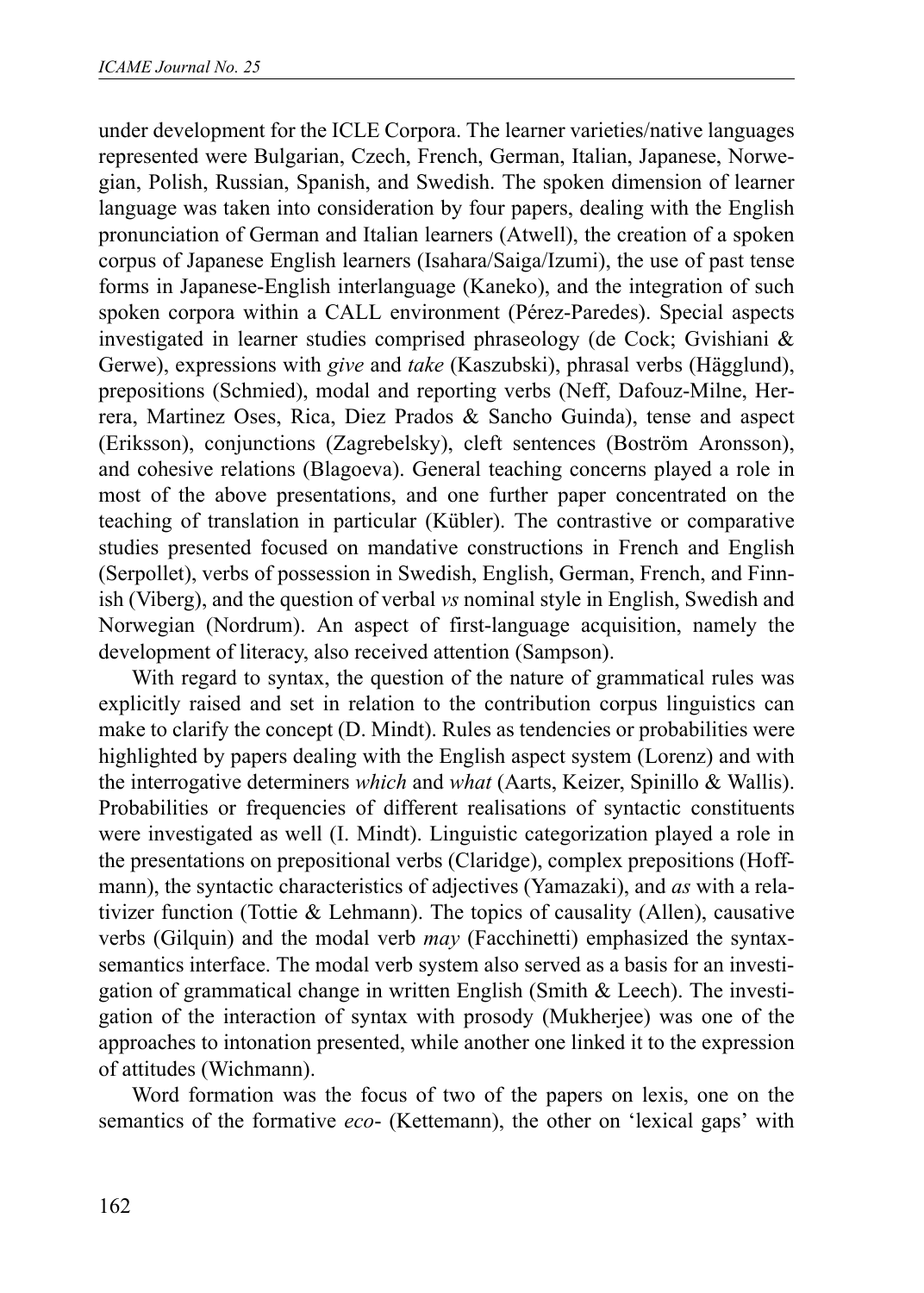under development for the ICLE Corpora. The learner varieties/native languages represented were Bulgarian, Czech, French, German, Italian, Japanese, Norwegian, Polish, Russian, Spanish, and Swedish. The spoken dimension of learner language was taken into consideration by four papers, dealing with the English pronunciation of German and Italian learners (Atwell), the creation of a spoken corpus of Japanese English learners (Isahara/Saiga/Izumi), the use of past tense forms in Japanese-English interlanguage (Kaneko), and the integration of such spoken corpora within a CALL environment (Pérez-Paredes). Special aspects investigated in learner studies comprised phraseology (de Cock; Gvishiani & Gerwe), expressions with *give* and *take* (Kaszubski), phrasal verbs (Hägglund), prepositions (Schmied), modal and reporting verbs (Neff, Dafouz-Milne, Herrera, Martinez Oses, Rica, Diez Prados & Sancho Guinda), tense and aspect (Eriksson), conjunctions (Zagrebelsky), cleft sentences (Boström Aronsson), and cohesive relations (Blagoeva). General teaching concerns played a role in most of the above presentations, and one further paper concentrated on the teaching of translation in particular (Kübler). The contrastive or comparative studies presented focused on mandative constructions in French and English (Serpollet), verbs of possession in Swedish, English, German, French, and Finnish (Viberg), and the question of verbal *vs* nominal style in English, Swedish and Norwegian (Nordrum). An aspect of first-language acquisition, namely the development of literacy, also received attention (Sampson).

With regard to syntax, the question of the nature of grammatical rules was explicitly raised and set in relation to the contribution corpus linguistics can make to clarify the concept (D. Mindt). Rules as tendencies or probabilities were highlighted by papers dealing with the English aspect system (Lorenz) and with the interrogative determiners *which* and *what* (Aarts, Keizer, Spinillo & Wallis). Probabilities or frequencies of different realisations of syntactic constituents were investigated as well (I. Mindt). Linguistic categorization played a role in the presentations on prepositional verbs (Claridge), complex prepositions (Hoffmann), the syntactic characteristics of adjectives (Yamazaki), and *as* with a relativizer function (Tottie & Lehmann). The topics of causality (Allen), causative verbs (Gilquin) and the modal verb *may* (Facchinetti) emphasized the syntax-semantics interface. The modal verb system also served as a basis for an investigation of grammatical change in written English (Smith & Leech). The investigation of the interaction of syntax with prosody (Mukherjee) was one of the approaches to intonation presented, while another one linked it to the expression of attitudes (Wichmann).

Word formation was the focus of two of the papers on lexis, one on the semantics of the formative *eco-* (Kettemann), the other on 'lexical gaps' with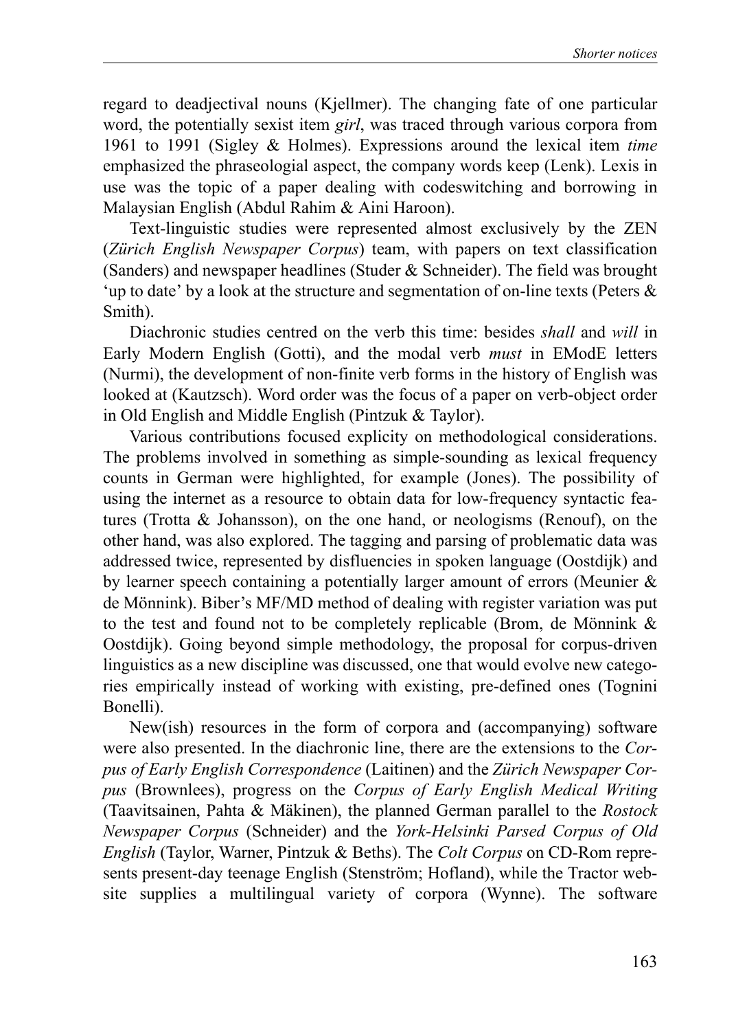regard to deadjectival nouns (Kjellmer). The changing fate of one particular word, the potentially sexist item *girl*, was traced through various corpora from 1961 to 1991 (Sigley & Holmes). Expressions around the lexical item *time* emphasized the phraseologial aspect, the company words keep (Lenk). Lexis in use was the topic of a paper dealing with codeswitching and borrowing in Malaysian English (Abdul Rahim & Aini Haroon).

Text-linguistic studies were represented almost exclusively by the ZEN (*Zürich English Newspaper Corpus*) team, with papers on text classification (Sanders) and newspaper headlines (Studer & Schneider). The field was brought 'up to date' by a look at the structure and segmentation of on-line texts (Peters & Smith).

Diachronic studies centred on the verb this time: besides *shall* and *will* in Early Modern English (Gotti), and the modal verb *must* in EModE letters (Nurmi), the development of non-finite verb forms in the history of English was looked at (Kautzsch). Word order was the focus of a paper on verb-object order in Old English and Middle English (Pintzuk & Taylor).

Various contributions focused explicity on methodological considerations. The problems involved in something as simple-sounding as lexical frequency counts in German were highlighted, for example (Jones). The possibility of using the internet as a resource to obtain data for low-frequency syntactic features (Trotta & Johansson), on the one hand, or neologisms (Renouf), on the other hand, was also explored. The tagging and parsing of problematic data was addressed twice, represented by disfluencies in spoken language (Oostdijk) and by learner speech containing a potentially larger amount of errors (Meunier & de Mönnink). Biber's MF/MD method of dealing with register variation was put to the test and found not to be completely replicable (Brom, de Mönnink & Oostdijk). Going beyond simple methodology, the proposal for corpus-driven linguistics as a new discipline was discussed, one that would evolve new categories empirically instead of working with existing, pre-defined ones (Tognini Bonelli).

New(ish) resources in the form of corpora and (accompanying) software were also presented. In the diachronic line, there are the extensions to the *Corpus of Early English Correspondence* (Laitinen) and the *Zürich Newspaper Corpus* (Brownlees), progress on the *Corpus of Early English Medical Writing* (Taavitsainen, Pahta & Mäkinen), the planned German parallel to the *Rostock Newspaper Corpus* (Schneider) and the *York-Helsinki Parsed Corpus of Old English* (Taylor, Warner, Pintzuk & Beths). The *Colt Corpus* on CD-Rom represents present-day teenage English (Stenström; Hofland), while the Tractor website supplies a multilingual variety of corpora (Wynne). The software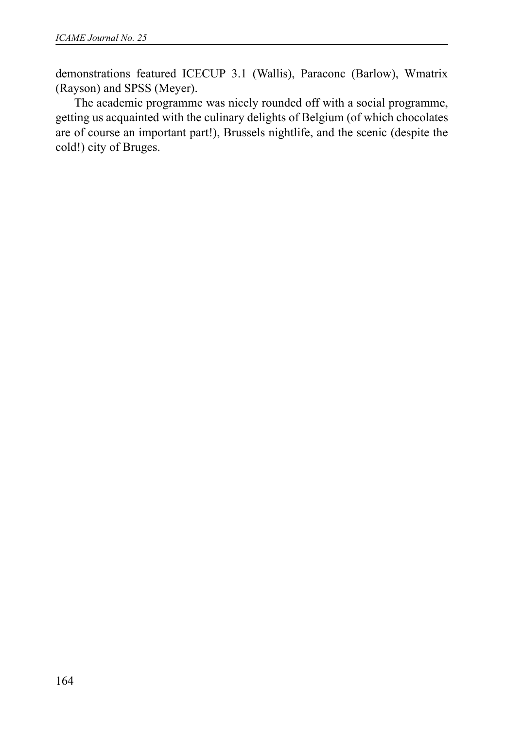demonstrations featured ICECUP 3.1 (Wallis), Paraconc (Barlow), Wmatrix (Rayson) and SPSS (Meyer).

The academic programme was nicely rounded off with a social programme, getting us acquainted with the culinary delights of Belgium (of which chocolates are of course an important part!), Brussels nightlife, and the scenic (despite the cold!) city of Bruges.